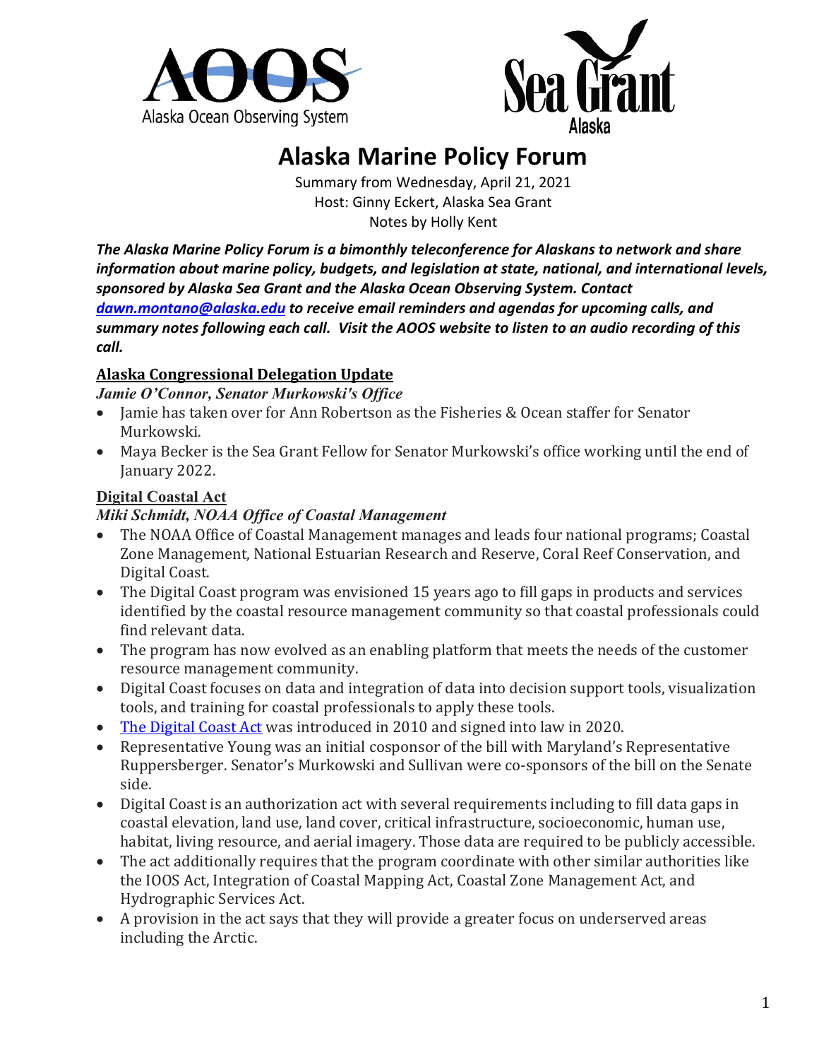# Alaska Marine Policy Forum

Summary from Wednesday, April 21, 2021
Host: Ginny Eckert, Alaska Sea Grant
Notes by Holly Kent

***The Alaska Marine Policy Forum is a bimonthly teleconference for Alaskans to network and share information about marine policy, budgets, and legislation at state, national, and international levels, sponsored by Alaska Sea Grant and the Alaska Ocean Observing System. Contact [dawn.montano@alaska.edu](mailto:dawn.montano@alaska.edu) to receive email reminders and agendas for upcoming calls, and summary notes following each call. Visit the AOOS website to listen to an audio recording of this call.***

## Alaska Congressional Delegation Update

***Jamie O'Connor, Senator Murkowski's Office***

- Jamie has taken over for Ann Robertson as the Fisheries & Ocean staffer for Senator Murkowski.
- Maya Becker is the Sea Grant Fellow for Senator Murkowski's office working until the end of January 2022.

## Digital Coastal Act

***Miki Schmidt, NOAA Office of Coastal Management***

- The NOAA Office of Coastal Management manages and leads four national programs; Coastal Zone Management, National Estuarian Research and Reserve, Coral Reef Conservation, and Digital Coast.
- The Digital Coast program was envisioned 15 years ago to fill gaps in products and services identified by the coastal resource management community so that coastal professionals could find relevant data.
- The program has now evolved as an enabling platform that meets the needs of the customer resource management community.
- Digital Coast focuses on data and integration of data into decision support tools, visualization tools, and training for coastal professionals to apply these tools.
- The Digital Coast Act was introduced in 2010 and signed into law in 2020.
- Representative Young was an initial cosponsor of the bill with Maryland's Representative Ruppersberger. Senator's Murkowski and Sullivan were co-sponsors of the bill on the Senate side.
- Digital Coast is an authorization act with several requirements including to fill data gaps in coastal elevation, land use, land cover, critical infrastructure, socioeconomic, human use, habitat, living resource, and aerial imagery. Those data are required to be publicly accessible.
- The act additionally requires that the program coordinate with other similar authorities like the IOOS Act, Integration of Coastal Mapping Act, Coastal Zone Management Act, and Hydrographic Services Act.
- A provision in the act says that they will provide a greater focus on underserved areas including the Arctic.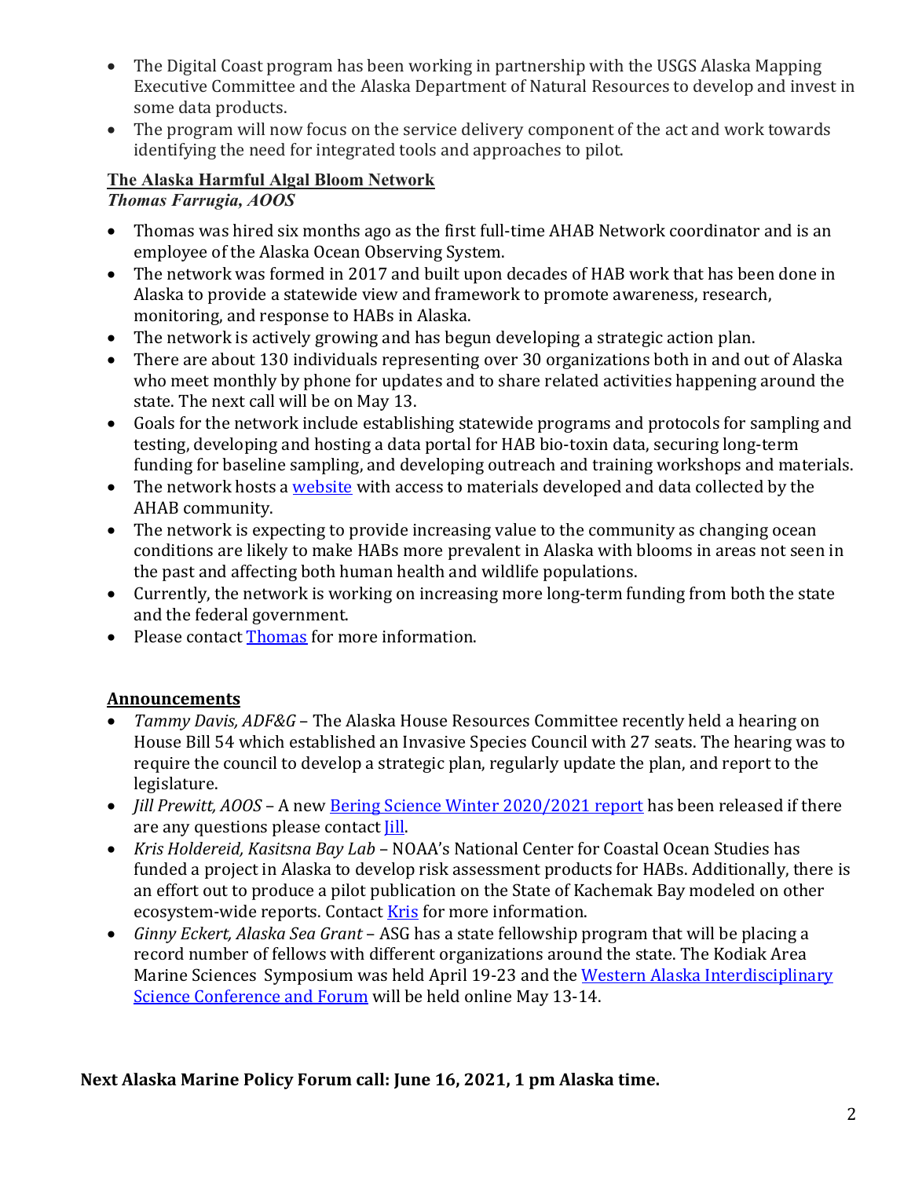- The Digital Coast program has been working in partnership with the USGS Alaska Mapping Executive Committee and the Alaska Department of Natural Resources to develop and invest in some data products.
- The program will now focus on the service delivery component of the act and work towards identifying the need for integrated tools and approaches to pilot.

**The Alaska Harmful Algal Bloom Network**

***Thomas Farrugia, AOOS***

- Thomas was hired six months ago as the first full-time AHAB Network coordinator and is an employee of the Alaska Ocean Observing System.
- The network was formed in 2017 and built upon decades of HAB work that has been done in Alaska to provide a statewide view and framework to promote awareness, research, monitoring, and response to HABs in Alaska.
- The network is actively growing and has begun developing a strategic action plan.
- There are about 130 individuals representing over 30 organizations both in and out of Alaska who meet monthly by phone for updates and to share related activities happening around the state. The next call will be on May 13.
- Goals for the network include establishing statewide programs and protocols for sampling and testing, developing and hosting a data portal for HAB bio-toxin data, securing long-term funding for baseline sampling, and developing outreach and training workshops and materials.
- The network hosts a website with access to materials developed and data collected by the AHAB community.
- The network is expecting to provide increasing value to the community as changing ocean conditions are likely to make HABs more prevalent in Alaska with blooms in areas not seen in the past and affecting both human health and wildlife populations.
- Currently, the network is working on increasing more long-term funding from both the state and the federal government.
- Please contact Thomas for more information.

**Announcements**

- *Tammy Davis, ADF&G* – The Alaska House Resources Committee recently held a hearing on House Bill 54 which established an Invasive Species Council with 27 seats. The hearing was to require the council to develop a strategic plan, regularly update the plan, and report to the legislature.
- *Jill Prewitt, AOOS* – A new Bering Science Winter 2020/2021 report has been released if there are any questions please contact Jill.
- *Kris Holdereid, Kasitsna Bay Lab* – NOAA's National Center for Coastal Ocean Studies has funded a project in Alaska to develop risk assessment products for HABs. Additionally, there is an effort out to produce a pilot publication on the State of Kachemak Bay modeled on other ecosystem-wide reports. Contact Kris for more information.
- *Ginny Eckert, Alaska Sea Grant* – ASG has a state fellowship program that will be placing a record number of fellows with different organizations around the state. The Kodiak Area Marine Sciences Symposium was held April 19-23 and the Western Alaska Interdisciplinary Science Conference and Forum will be held online May 13-14.

**Next Alaska Marine Policy Forum call: June 16, 2021, 1 pm Alaska time.**